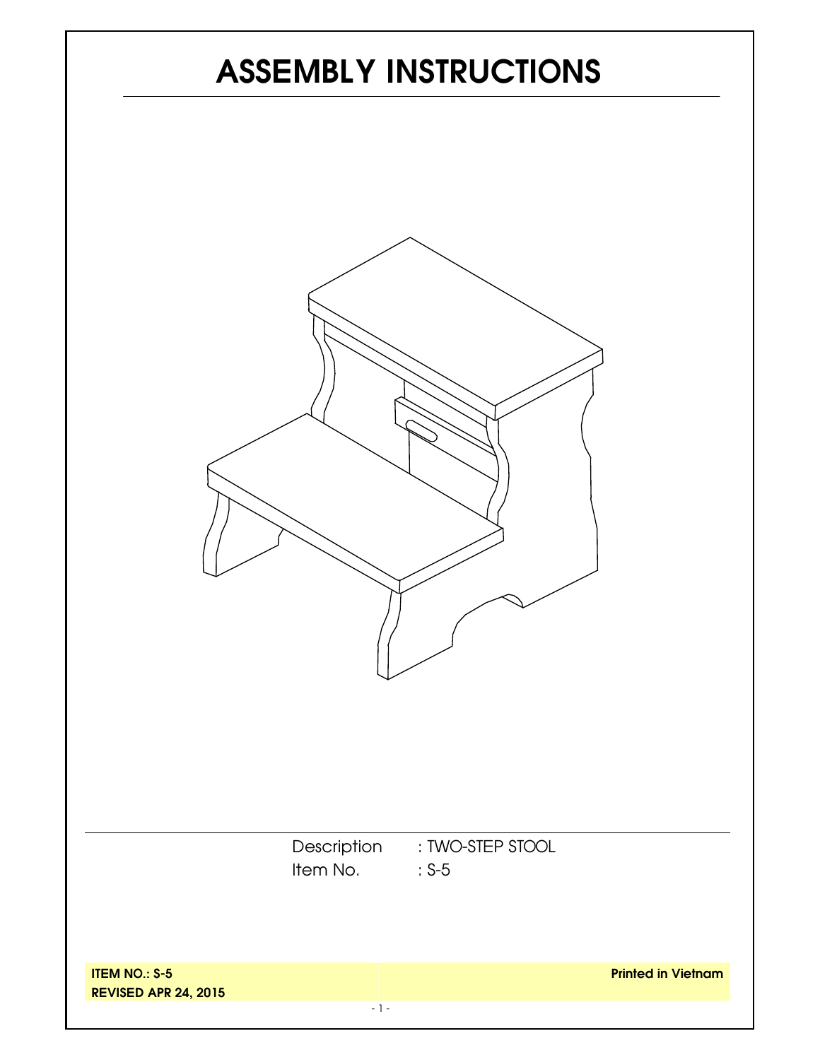# ASSEMBLY INSTRUCTIONS

Description : TWO-STEP STOOL
Item No. : S-5

**ITEM NO.: S-5**
**REVISED APR 24, 2015**

**Printed in Vietnam**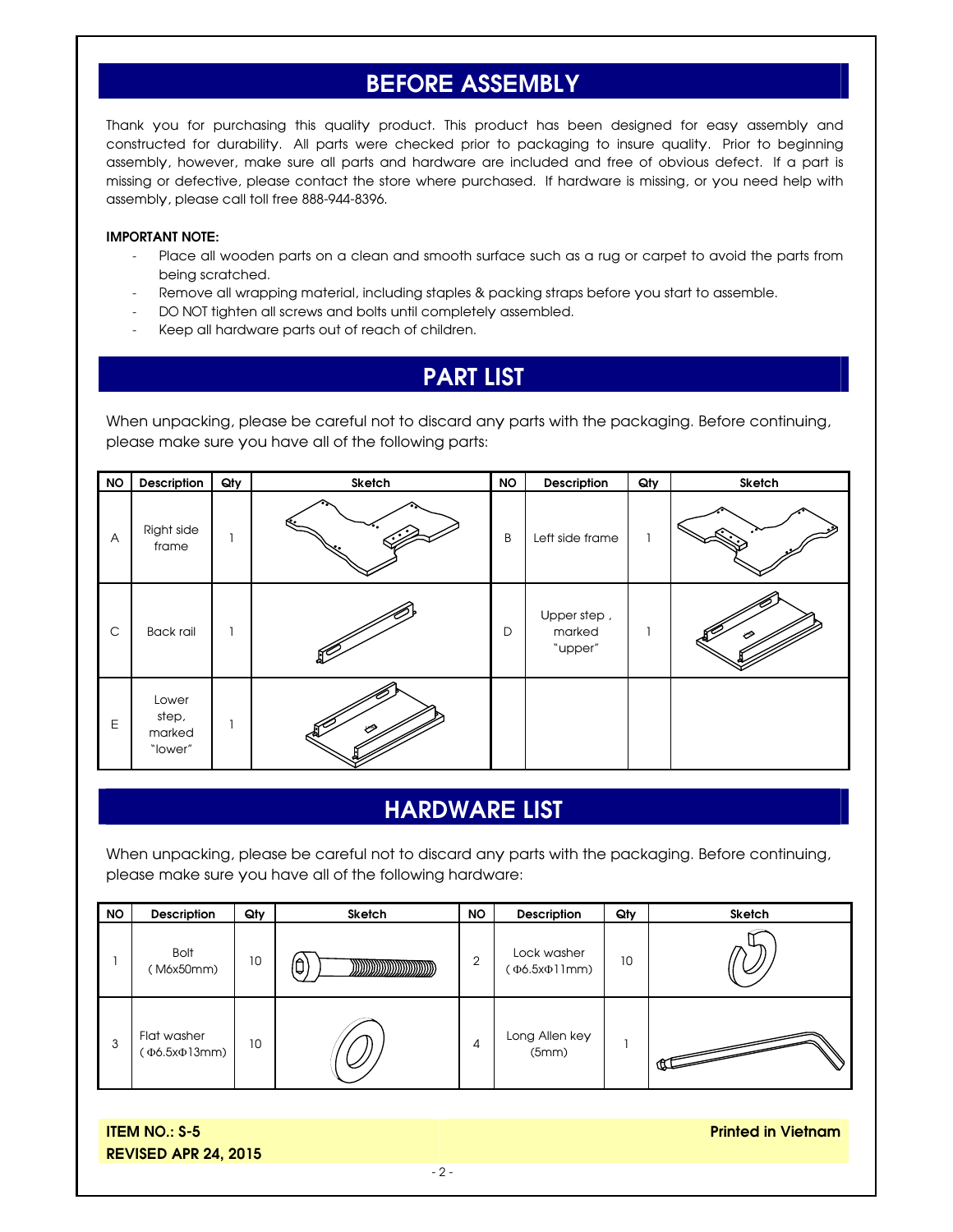## BEFORE ASSEMBLY

Thank you for purchasing this quality product. This product has been designed for easy assembly and constructed for durability. All parts were checked prior to packaging to insure quality. Prior to beginning assembly, however, make sure all parts and hardware are included and free of obvious defect. If a part is missing or defective, please contact the store where purchased. If hardware is missing, or you need help with assembly, please call toll free 888-944-8396.

**IMPORTANT NOTE:**

- Place all wooden parts on a clean and smooth surface such as a rug or carpet to avoid the parts from being scratched.
- Remove all wrapping material, including staples & packing straps before you start to assemble.
- DO NOT tighten all screws and bolts until completely assembled.
- Keep all hardware parts out of reach of children.

## PART LIST

When unpacking, please be careful not to discard any parts with the packaging. Before continuing, please make sure you have all of the following parts:

| NO | Description | Qty | Sketch | NO | Description | Qty | Sketch |
|---|---|---|---|---|---|---|---|
| A | Right side frame | 1 | | B | Left side frame | 1 | |
| C | Back rail | 1 | | D | Upper step , marked "upper" | 1 | |
| E | Lower step, marked "lower" | 1 | | | | | |

## HARDWARE LIST

When unpacking, please be careful not to discard any parts with the packaging. Before continuing, please make sure you have all of the following hardware:

| NO | Description | Qty | Sketch | NO | Description | Qty | Sketch |
|---|---|---|---|---|---|---|---|
| 1 | Bolt (M6x50mm) | 10 | | 2 | Lock washer (Φ6.5xΦ11mm) | 10 | |
| 3 | Flat washer (Φ6.5xΦ13mm) | 10 | | 4 | Long Allen key (5mm) | 1 | |

**ITEM NO.: S-5**
**REVISED APR 24, 2015**

**Printed in Vietnam**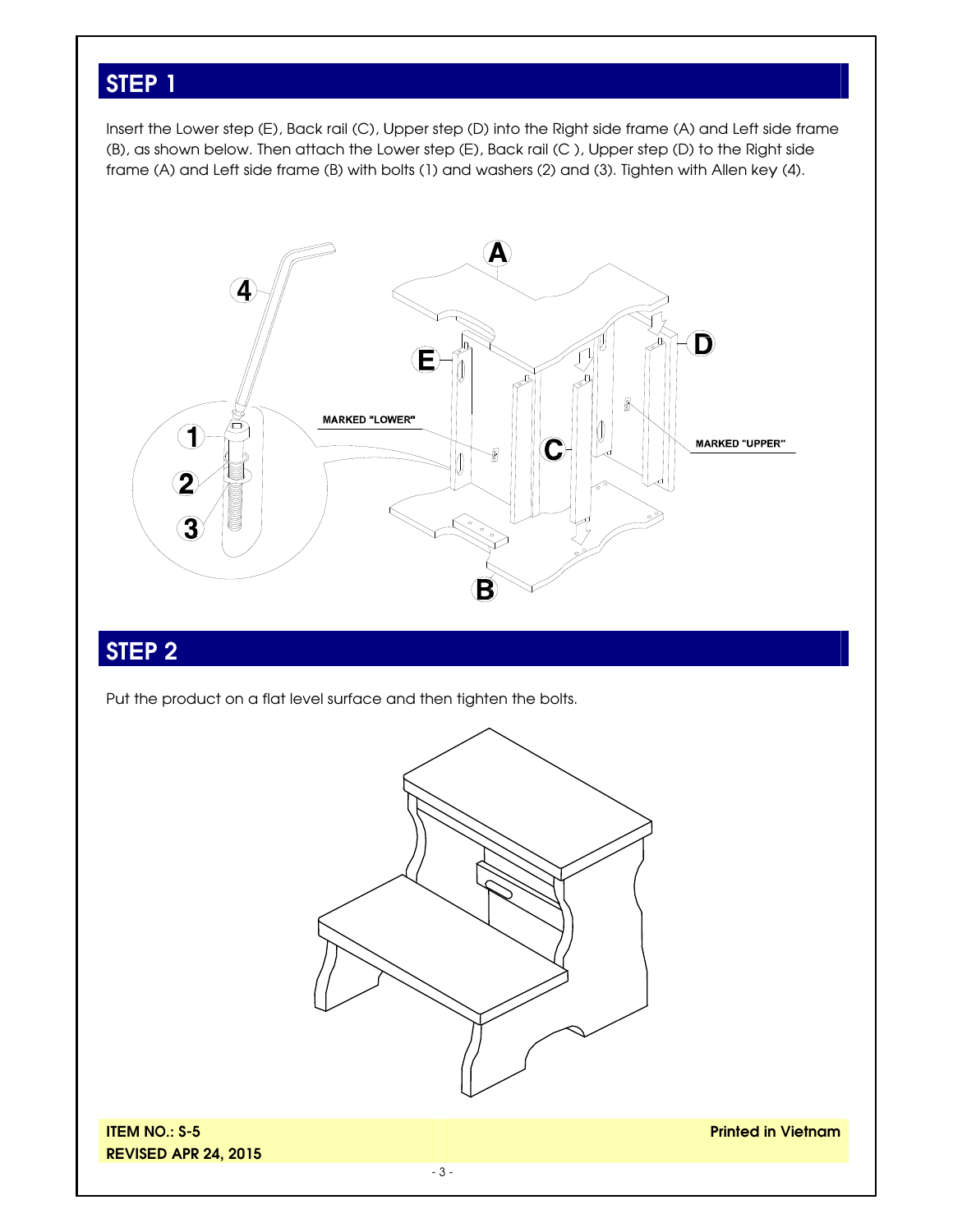## STEP 1

Insert the Lower step (E), Back rail (C), Upper step (D) into the Right side frame (A) and Left side frame (B), as shown below. Then attach the Lower step (E), Back rail (C ), Upper step (D) to the Right side frame (A) and Left side frame (B) with bolts (1) and washers (2) and (3). Tighten with Allen key (4).

A

D

E

4

1

2

3

MARKED "LOWER"

C

MARKED "UPPER"

B

## STEP 2

Put the product on a flat level surface and then tighten the bolts.

**ITEM NO.: S-5**
**REVISED APR 24, 2015**

**Printed in Vietnam**